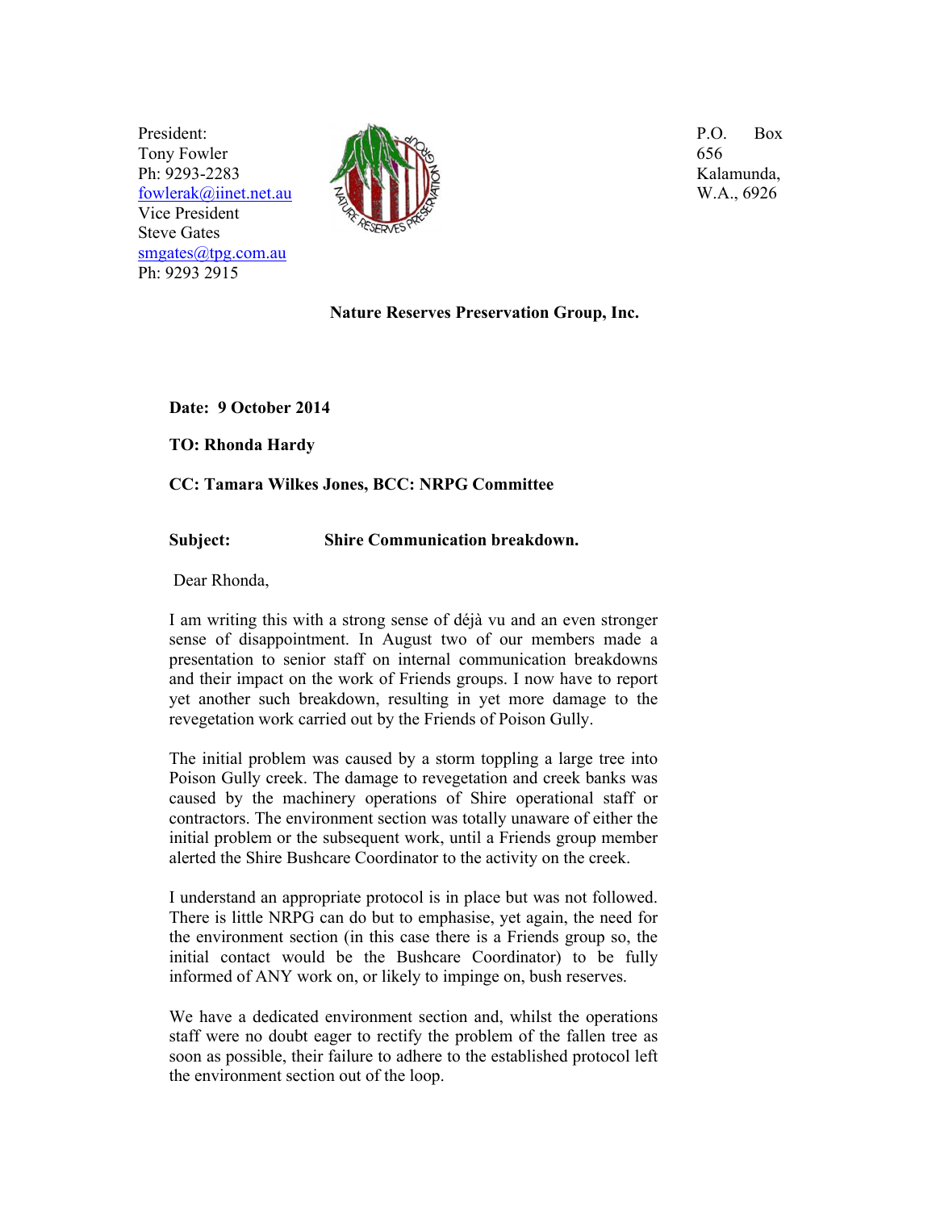President:
Tony Fowler
Ph: 9293-2283
fowlerak@iinet.net.au
Vice President
Steve Gates
smgates@tpg.com.au
Ph: 9293 2915

P.O. Box 656
Kalamunda,
W.A., 6926

**Nature Reserves Preservation Group, Inc.**

**Date: 9 October 2014**

**TO: Rhonda Hardy**

**CC: Tamara Wilkes Jones, BCC: NRPG Committee**

**Subject: Shire Communication breakdown.**

Dear Rhonda,

I am writing this with a strong sense of déjà vu and an even stronger sense of disappointment. In August two of our members made a presentation to senior staff on internal communication breakdowns and their impact on the work of Friends groups. I now have to report yet another such breakdown, resulting in yet more damage to the revegetation work carried out by the Friends of Poison Gully.

The initial problem was caused by a storm toppling a large tree into Poison Gully creek. The damage to revegetation and creek banks was caused by the machinery operations of Shire operational staff or contractors. The environment section was totally unaware of either the initial problem or the subsequent work, until a Friends group member alerted the Shire Bushcare Coordinator to the activity on the creek.

I understand an appropriate protocol is in place but was not followed. There is little NRPG can do but to emphasise, yet again, the need for the environment section (in this case there is a Friends group so, the initial contact would be the Bushcare Coordinator) to be fully informed of ANY work on, or likely to impinge on, bush reserves.

We have a dedicated environment section and, whilst the operations staff were no doubt eager to rectify the problem of the fallen tree as soon as possible, their failure to adhere to the established protocol left the environment section out of the loop.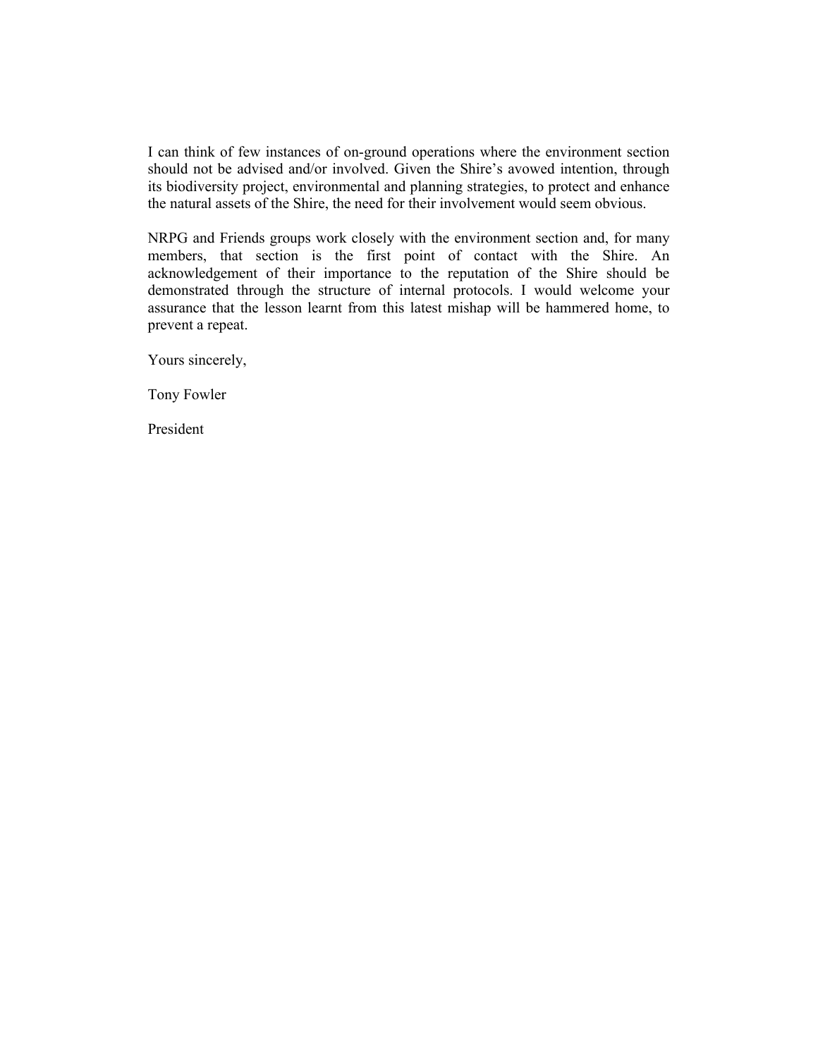I can think of few instances of on-ground operations where the environment section should not be advised and/or involved. Given the Shire's avowed intention, through its biodiversity project, environmental and planning strategies, to protect and enhance the natural assets of the Shire, the need for their involvement would seem obvious.

NRPG and Friends groups work closely with the environment section and, for many members, that section is the first point of contact with the Shire. An acknowledgement of their importance to the reputation of the Shire should be demonstrated through the structure of internal protocols. I would welcome your assurance that the lesson learnt from this latest mishap will be hammered home, to prevent a repeat.

Yours sincerely,

Tony Fowler

President